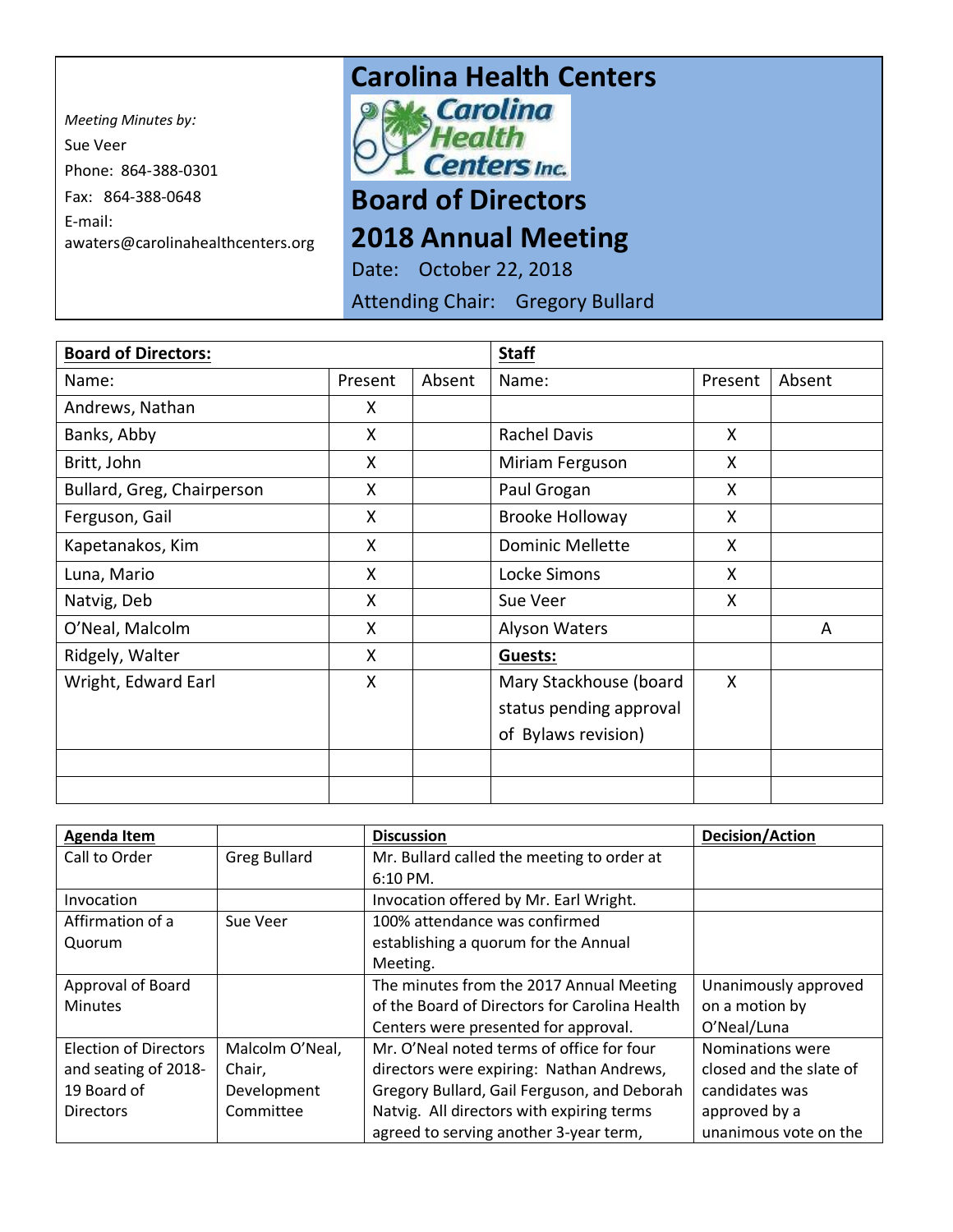*Meeting Minutes by:*

Sue Veer

Phone: 864-388-0301

Fax: 864-388-0648

E-mail:

awaters@carolinahealthcenters.org

# Carolina Health Centers

Carolina Health Centers Inc.

# Board of Directors

# 2018 Annual Meeting

Date: October 22, 2018

Attending Chair: Gregory Bullard

| **Board of Directors:** | | | **Staff** | | |
|---|---|---|---|---|---|
| Name: | Present | Absent | Name: | Present | Absent |
| Andrews, Nathan | X | | | | |
| Banks, Abby | X | | Rachel Davis | X | |
| Britt, John | X | | Miriam Ferguson | X | |
| Bullard, Greg, Chairperson | X | | Paul Grogan | X | |
| Ferguson, Gail | X | | Brooke Holloway | X | |
| Kapetanakos, Kim | X | | Dominic Mellette | X | |
| Luna, Mario | X | | Locke Simons | X | |
| Natvig, Deb | X | | Sue Veer | X | |
| O'Neal, Malcolm | X | | Alyson Waters | | A |
| Ridgely, Walter | X | | **Guests:** | | |
| Wright, Edward Earl | X | | Mary Stackhouse (board status pending approval of Bylaws revision) | X | |
| | | | | | |
| | | | | | |

| **Agenda Item** | | **Discussion** | **Decision/Action** |
|---|---|---|---|
| Call to Order | Greg Bullard | Mr. Bullard called the meeting to order at 6:10 PM. | |
| Invocation | | Invocation offered by Mr. Earl Wright. | |
| Affirmation of a Quorum | Sue Veer | 100% attendance was confirmed establishing a quorum for the Annual Meeting. | |
| Approval of Board Minutes | | The minutes from the 2017 Annual Meeting of the Board of Directors for Carolina Health Centers were presented for approval. | Unanimously approved on a motion by O'Neal/Luna |
| Election of Directors and seating of 2018-19 Board of Directors | Malcolm O'Neal, Chair, Development Committee | Mr. O'Neal noted terms of office for four directors were expiring: Nathan Andrews, Gregory Bullard, Gail Ferguson, and Deborah Natvig. All directors with expiring terms agreed to serving another 3-year term, | Nominations were closed and the slate of candidates was approved by a unanimous vote on the |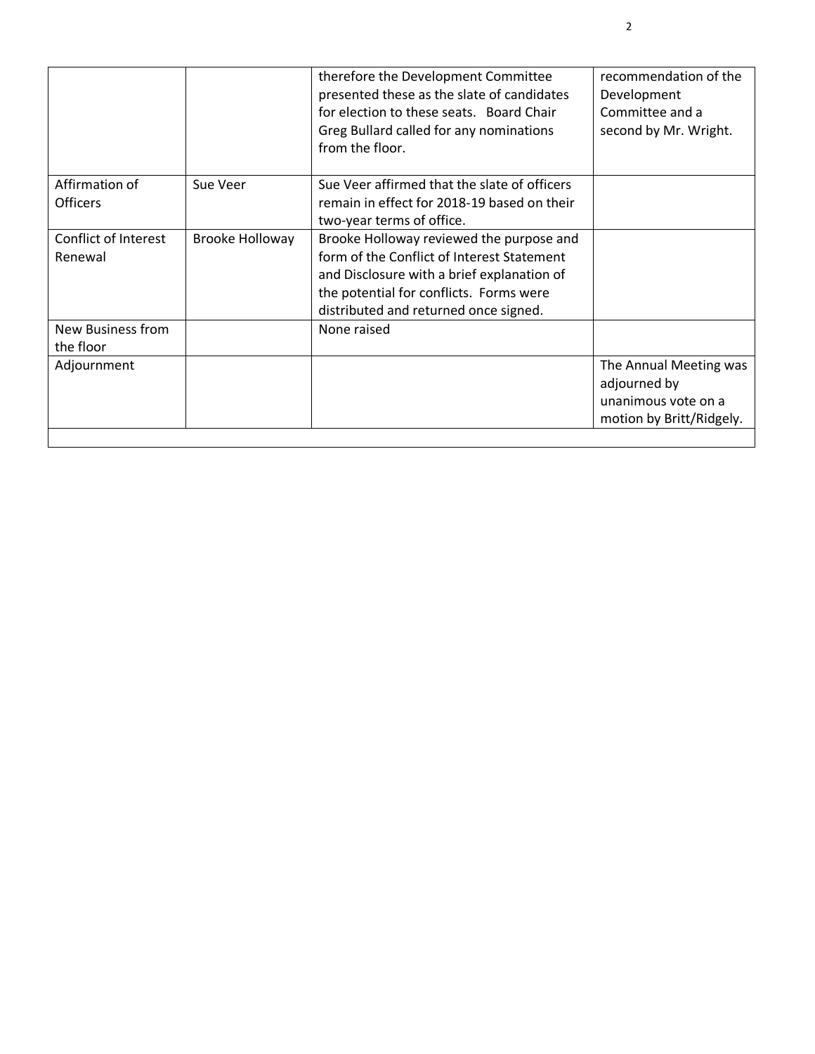| | | | |
|---|---|---|---|
| | | therefore the Development Committee presented these as the slate of candidates for election to these seats. Board Chair Greg Bullard called for any nominations from the floor. | recommendation of the Development Committee and a second by Mr. Wright. |
| Affirmation of Officers | Sue Veer | Sue Veer affirmed that the slate of officers remain in effect for 2018-19 based on their two-year terms of office. | |
| Conflict of Interest Renewal | Brooke Holloway | Brooke Holloway reviewed the purpose and form of the Conflict of Interest Statement and Disclosure with a brief explanation of the potential for conflicts. Forms were distributed and returned once signed. | |
| New Business from the floor | | None raised | |
| Adjournment | | | The Annual Meeting was adjourned by unanimous vote on a motion by Britt/Ridgely. |
| | | | |